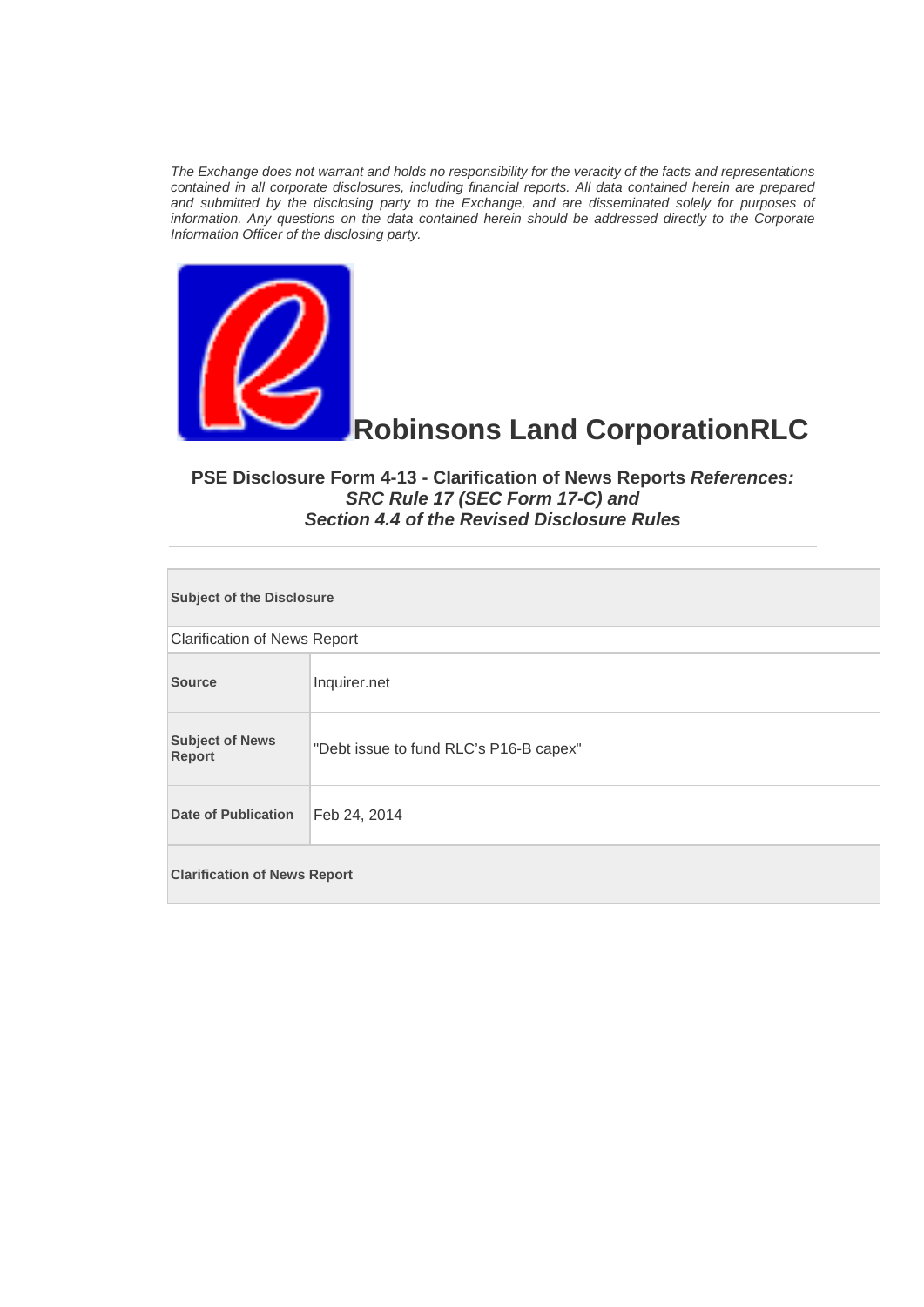*The Exchange does not warrant and holds no responsibility for the veracity of the facts and representations contained in all corporate disclosures, including financial reports. All data contained herein are prepared and submitted by the disclosing party to the Exchange, and are disseminated solely for purposes of information. Any questions on the data contained herein should be addressed directly to the Corporate Information Officer of the disclosing party.*

# Robinsons Land CorporationRLC

### PSE Disclosure Form 4-13 - Clarification of News Reports *References: SRC Rule 17 (SEC Form 17-C) and Section 4.4 of the Revised Disclosure Rules*

| **Subject of the Disclosure** | |
|---|---|
| Clarification of News Report | |
| **Source** | Inquirer.net |
| **Subject of News Report** | "Debt issue to fund RLC's P16-B capex" |
| **Date of Publication** | Feb 24, 2014 |
| **Clarification of News Report** | |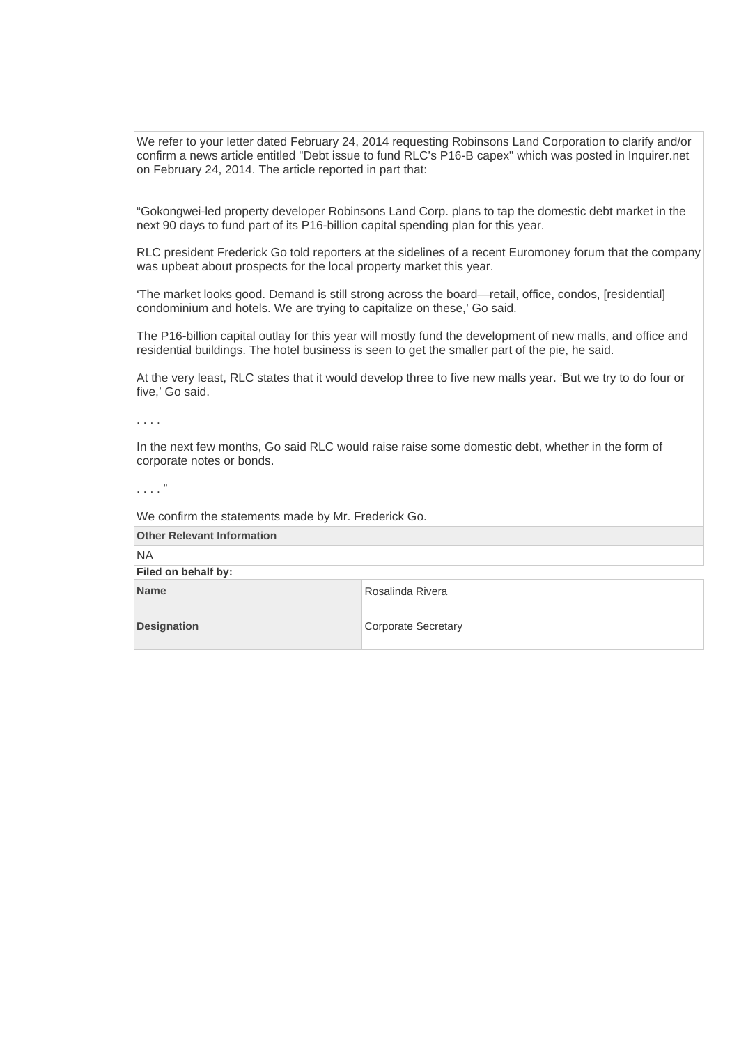We refer to your letter dated February 24, 2014 requesting Robinsons Land Corporation to clarify and/or confirm a news article entitled "Debt issue to fund RLC's P16-B capex" which was posted in Inquirer.net on February 24, 2014. The article reported in part that:

"Gokongwei-led property developer Robinsons Land Corp. plans to tap the domestic debt market in the next 90 days to fund part of its P16-billion capital spending plan for this year.

RLC president Frederick Go told reporters at the sidelines of a recent Euromoney forum that the company was upbeat about prospects for the local property market this year.

'The market looks good. Demand is still strong across the board—retail, office, condos, [residential] condominium and hotels. We are trying to capitalize on these,' Go said.

The P16-billion capital outlay for this year will mostly fund the development of new malls, and office and residential buildings. The hotel business is seen to get the smaller part of the pie, he said.

At the very least, RLC states that it would develop three to five new malls year. 'But we try to do four or five,' Go said.

. . . .

In the next few months, Go said RLC would raise raise some domestic debt, whether in the form of corporate notes or bonds.

. . . ."

We confirm the statements made by Mr. Frederick Go.

**Other Relevant Information**

NA

**Filed on behalf by:**

| | |
|---|---|
| **Name** | Rosalinda Rivera |
| **Designation** | Corporate Secretary |